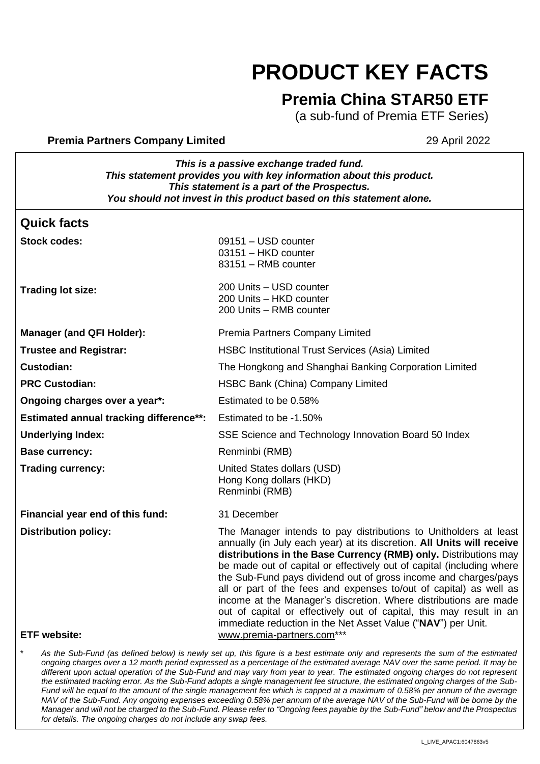# PRODUCT KEY FACTS

## Premia China STAR50 ETF

(a sub-fund of Premia ETF Series)

**Premia Partners Company Limited** 29 April 2022

***This is a passive exchange traded fund.***
***This statement provides you with key information about this product.***
***This statement is a part of the Prospectus.***
***You should not invest in this product based on this statement alone.***

## Quick facts

| | |
|---|---|
| **Stock codes:** | 09151 – USD counter<br>03151 – HKD counter<br>83151 – RMB counter |
| **Trading lot size:** | 200 Units – USD counter<br>200 Units – HKD counter<br>200 Units – RMB counter |
| **Manager (and QFI Holder):** | Premia Partners Company Limited |
| **Trustee and Registrar:** | HSBC Institutional Trust Services (Asia) Limited |
| **Custodian:** | The Hongkong and Shanghai Banking Corporation Limited |
| **PRC Custodian:** | HSBC Bank (China) Company Limited |
| **Ongoing charges over a year*:** | Estimated to be 0.58% |
| **Estimated annual tracking difference**:** | Estimated to be -1.50% |
| **Underlying Index:** | SSE Science and Technology Innovation Board 50 Index |
| **Base currency:** | Renminbi (RMB) |
| **Trading currency:** | United States dollars (USD)<br>Hong Kong dollars (HKD)<br>Renminbi (RMB) |
| **Financial year end of this fund:** | 31 December |
| **Distribution policy:** | The Manager intends to pay distributions to Unitholders at least annually (in July each year) at its discretion. **All Units will receive distributions in the Base Currency (RMB) only.** Distributions may be made out of capital or effectively out of capital (including where the Sub-Fund pays dividend out of gross income and charges/pays all or part of the fees and expenses to/out of capital) as well as income at the Manager's discretion. Where distributions are made out of capital or effectively out of capital, this may result in an immediate reduction in the Net Asset Value ("**NAV**") per Unit. |
| **ETF website:** | www.premia-partners.com*** |

\* *As the Sub-Fund (as defined below) is newly set up, this figure is a best estimate only and represents the sum of the estimated ongoing charges over a 12 month period expressed as a percentage of the estimated average NAV over the same period. It may be different upon actual operation of the Sub-Fund and may vary from year to year. The estimated ongoing charges do not represent the estimated tracking error. As the Sub-Fund adopts a single management fee structure, the estimated ongoing charges of the Sub-Fund will be equal to the amount of the single management fee which is capped at a maximum of 0.58% per annum of the average NAV of the Sub-Fund. Any ongoing expenses exceeding 0.58% per annum of the average NAV of the Sub-Fund will be borne by the Manager and will not be charged to the Sub-Fund. Please refer to "Ongoing fees payable by the Sub-Fund" below and the Prospectus for details. The ongoing charges do not include any swap fees.*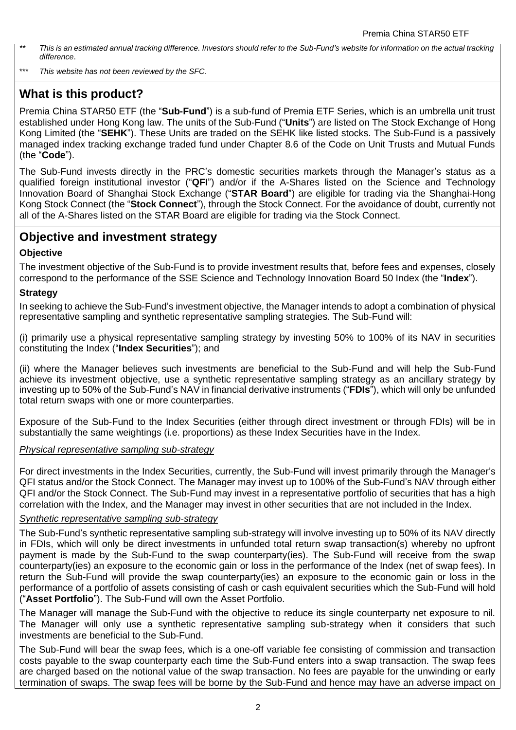** *This is an estimated annual tracking difference. Investors should refer to the Sub-Fund's website for information on the actual tracking difference*.

*** *This website has not been reviewed by the SFC*.

## What is this product?

Premia China STAR50 ETF (the "**Sub-Fund**") is a sub-fund of Premia ETF Series, which is an umbrella unit trust established under Hong Kong law. The units of the Sub-Fund ("**Units**") are listed on The Stock Exchange of Hong Kong Limited (the "**SEHK**"). These Units are traded on the SEHK like listed stocks. The Sub-Fund is a passively managed index tracking exchange traded fund under Chapter 8.6 of the Code on Unit Trusts and Mutual Funds (the "**Code**").

The Sub-Fund invests directly in the PRC's domestic securities markets through the Manager's status as a qualified foreign institutional investor ("**QFI**") and/or if the A-Shares listed on the Science and Technology Innovation Board of Shanghai Stock Exchange ("**STAR Board**") are eligible for trading via the Shanghai-Hong Kong Stock Connect (the "**Stock Connect**"), through the Stock Connect. For the avoidance of doubt, currently not all of the A-Shares listed on the STAR Board are eligible for trading via the Stock Connect.

## Objective and investment strategy

### Objective

The investment objective of the Sub-Fund is to provide investment results that, before fees and expenses, closely correspond to the performance of the SSE Science and Technology Innovation Board 50 Index (the "**Index**").

### Strategy

In seeking to achieve the Sub-Fund's investment objective, the Manager intends to adopt a combination of physical representative sampling and synthetic representative sampling strategies. The Sub-Fund will:

(i) primarily use a physical representative sampling strategy by investing 50% to 100% of its NAV in securities constituting the Index ("**Index Securities**"); and

(ii) where the Manager believes such investments are beneficial to the Sub-Fund and will help the Sub-Fund achieve its investment objective, use a synthetic representative sampling strategy as an ancillary strategy by investing up to 50% of the Sub-Fund's NAV in financial derivative instruments ("**FDIs**"), which will only be unfunded total return swaps with one or more counterparties.

Exposure of the Sub-Fund to the Index Securities (either through direct investment or through FDIs) will be in substantially the same weightings (i.e. proportions) as these Index Securities have in the Index.

*Physical representative sampling sub-strategy*

For direct investments in the Index Securities, currently, the Sub-Fund will invest primarily through the Manager's QFI status and/or the Stock Connect. The Manager may invest up to 100% of the Sub-Fund's NAV through either QFI and/or the Stock Connect. The Sub-Fund may invest in a representative portfolio of securities that has a high correlation with the Index, and the Manager may invest in other securities that are not included in the Index.

*Synthetic representative sampling sub-strategy*

The Sub-Fund's synthetic representative sampling sub-strategy will involve investing up to 50% of its NAV directly in FDIs, which will only be direct investments in unfunded total return swap transaction(s) whereby no upfront payment is made by the Sub-Fund to the swap counterparty(ies). The Sub-Fund will receive from the swap counterparty(ies) an exposure to the economic gain or loss in the performance of the Index (net of swap fees). In return the Sub-Fund will provide the swap counterparty(ies) an exposure to the economic gain or loss in the performance of a portfolio of assets consisting of cash or cash equivalent securities which the Sub-Fund will hold ("**Asset Portfolio**"). The Sub-Fund will own the Asset Portfolio.

The Manager will manage the Sub-Fund with the objective to reduce its single counterparty net exposure to nil. The Manager will only use a synthetic representative sampling sub-strategy when it considers that such investments are beneficial to the Sub-Fund.

The Sub-Fund will bear the swap fees, which is a one-off variable fee consisting of commission and transaction costs payable to the swap counterparty each time the Sub-Fund enters into a swap transaction. The swap fees are charged based on the notional value of the swap transaction. No fees are payable for the unwinding or early termination of swaps. The swap fees will be borne by the Sub-Fund and hence may have an adverse impact on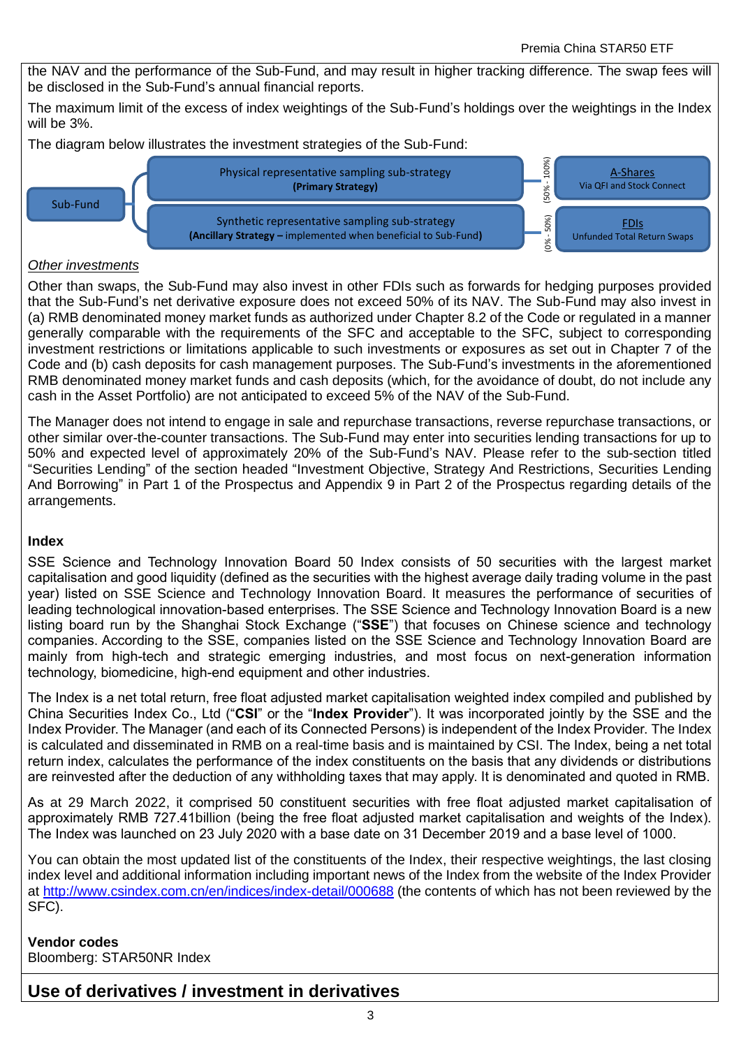the NAV and the performance of the Sub-Fund, and may result in higher tracking difference. The swap fees will be disclosed in the Sub-Fund's annual financial reports.

The maximum limit of the excess of index weightings of the Sub-Fund's holdings over the weightings in the Index will be 3%.

The diagram below illustrates the investment strategies of the Sub-Fund:

| Sub-Fund | Strategy | Allocation | Investment |
|---|---|---|---|
| Sub-Fund | Physical representative sampling sub-strategy **(Primary Strategy)** | (50% - 100%) | A-Shares Via QFI and Stock Connect |
| | Synthetic representative sampling sub-strategy **(Ancillary Strategy** – implemented when beneficial to Sub-Fund**)** | (0% - 50%) | FDIs Unfunded Total Return Swaps |

*Other investments*

Other than swaps, the Sub-Fund may also invest in other FDIs such as forwards for hedging purposes provided that the Sub-Fund's net derivative exposure does not exceed 50% of its NAV. The Sub-Fund may also invest in (a) RMB denominated money market funds as authorized under Chapter 8.2 of the Code or regulated in a manner generally comparable with the requirements of the SFC and acceptable to the SFC, subject to corresponding investment restrictions or limitations applicable to such investments or exposures as set out in Chapter 7 of the Code and (b) cash deposits for cash management purposes. The Sub-Fund's investments in the aforementioned RMB denominated money market funds and cash deposits (which, for the avoidance of doubt, do not include any cash in the Asset Portfolio) are not anticipated to exceed 5% of the NAV of the Sub-Fund.

The Manager does not intend to engage in sale and repurchase transactions, reverse repurchase transactions, or other similar over-the-counter transactions. The Sub-Fund may enter into securities lending transactions for up to 50% and expected level of approximately 20% of the Sub-Fund's NAV. Please refer to the sub-section titled "Securities Lending" of the section headed "Investment Objective, Strategy And Restrictions, Securities Lending And Borrowing" in Part 1 of the Prospectus and Appendix 9 in Part 2 of the Prospectus regarding details of the arrangements.

**Index**

SSE Science and Technology Innovation Board 50 Index consists of 50 securities with the largest market capitalisation and good liquidity (defined as the securities with the highest average daily trading volume in the past year) listed on SSE Science and Technology Innovation Board. It measures the performance of securities of leading technological innovation-based enterprises. The SSE Science and Technology Innovation Board is a new listing board run by the Shanghai Stock Exchange ("**SSE**") that focuses on Chinese science and technology companies. According to the SSE, companies listed on the SSE Science and Technology Innovation Board are mainly from high-tech and strategic emerging industries, and most focus on next-generation information technology, biomedicine, high-end equipment and other industries.

The Index is a net total return, free float adjusted market capitalisation weighted index compiled and published by China Securities Index Co., Ltd ("**CSI**" or the "**Index Provider**"). It was incorporated jointly by the SSE and the Index Provider. The Manager (and each of its Connected Persons) is independent of the Index Provider. The Index is calculated and disseminated in RMB on a real-time basis and is maintained by CSI. The Index, being a net total return index, calculates the performance of the index constituents on the basis that any dividends or distributions are reinvested after the deduction of any withholding taxes that may apply. It is denominated and quoted in RMB.

As at 29 March 2022, it comprised 50 constituent securities with free float adjusted market capitalisation of approximately RMB 727.41billion (being the free float adjusted market capitalisation and weights of the Index). The Index was launched on 23 July 2020 with a base date on 31 December 2019 and a base level of 1000.

You can obtain the most updated list of the constituents of the Index, their respective weightings, the last closing index level and additional information including important news of the Index from the website of the Index Provider at http://www.csindex.com.cn/en/indices/index-detail/000688 (the contents of which has not been reviewed by the SFC).

**Vendor codes**
Bloomberg: STAR50NR Index

## Use of derivatives / investment in derivatives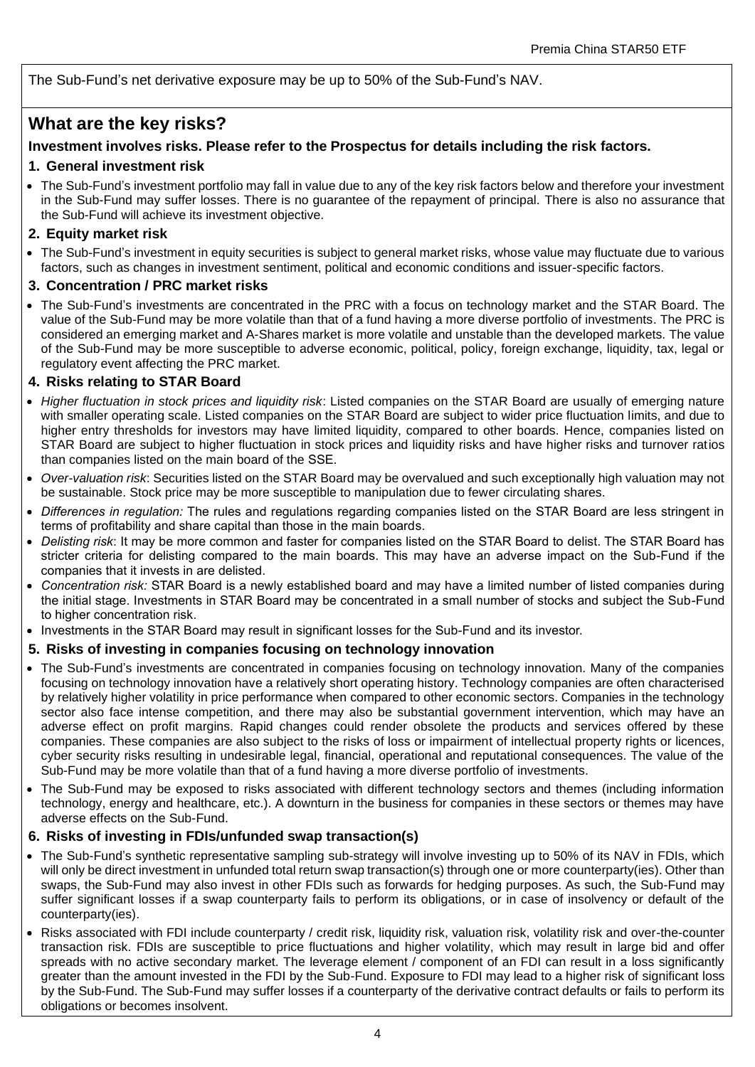The Sub-Fund's net derivative exposure may be up to 50% of the Sub-Fund's NAV.

## What are the key risks?

**Investment involves risks. Please refer to the Prospectus for details including the risk factors.**

### 1. General investment risk

- The Sub-Fund's investment portfolio may fall in value due to any of the key risk factors below and therefore your investment in the Sub-Fund may suffer losses. There is no guarantee of the repayment of principal. There is also no assurance that the Sub-Fund will achieve its investment objective.

### 2. Equity market risk

- The Sub-Fund's investment in equity securities is subject to general market risks, whose value may fluctuate due to various factors, such as changes in investment sentiment, political and economic conditions and issuer-specific factors.

### 3. Concentration / PRC market risks

- The Sub-Fund's investments are concentrated in the PRC with a focus on technology market and the STAR Board. The value of the Sub-Fund may be more volatile than that of a fund having a more diverse portfolio of investments. The PRC is considered an emerging market and A-Shares market is more volatile and unstable than the developed markets. The value of the Sub-Fund may be more susceptible to adverse economic, political, policy, foreign exchange, liquidity, tax, legal or regulatory event affecting the PRC market.

### 4. Risks relating to STAR Board

- *Higher fluctuation in stock prices and liquidity risk*: Listed companies on the STAR Board are usually of emerging nature with smaller operating scale. Listed companies on the STAR Board are subject to wider price fluctuation limits, and due to higher entry thresholds for investors may have limited liquidity, compared to other boards. Hence, companies listed on STAR Board are subject to higher fluctuation in stock prices and liquidity risks and have higher risks and turnover ratios than companies listed on the main board of the SSE.
- *Over-valuation risk*: Securities listed on the STAR Board may be overvalued and such exceptionally high valuation may not be sustainable. Stock price may be more susceptible to manipulation due to fewer circulating shares.
- *Differences in regulation:* The rules and regulations regarding companies listed on the STAR Board are less stringent in terms of profitability and share capital than those in the main boards.
- *Delisting risk*: It may be more common and faster for companies listed on the STAR Board to delist. The STAR Board has stricter criteria for delisting compared to the main boards. This may have an adverse impact on the Sub-Fund if the companies that it invests in are delisted.
- *Concentration risk:* STAR Board is a newly established board and may have a limited number of listed companies during the initial stage. Investments in STAR Board may be concentrated in a small number of stocks and subject the Sub-Fund to higher concentration risk.
- Investments in the STAR Board may result in significant losses for the Sub-Fund and its investor.

### 5. Risks of investing in companies focusing on technology innovation

- The Sub-Fund's investments are concentrated in companies focusing on technology innovation. Many of the companies focusing on technology innovation have a relatively short operating history. Technology companies are often characterised by relatively higher volatility in price performance when compared to other economic sectors. Companies in the technology sector also face intense competition, and there may also be substantial government intervention, which may have an adverse effect on profit margins. Rapid changes could render obsolete the products and services offered by these companies. These companies are also subject to the risks of loss or impairment of intellectual property rights or licences, cyber security risks resulting in undesirable legal, financial, operational and reputational consequences. The value of the Sub-Fund may be more volatile than that of a fund having a more diverse portfolio of investments.
- The Sub-Fund may be exposed to risks associated with different technology sectors and themes (including information technology, energy and healthcare, etc.). A downturn in the business for companies in these sectors or themes may have adverse effects on the Sub-Fund.

### 6. Risks of investing in FDIs/unfunded swap transaction(s)

- The Sub-Fund's synthetic representative sampling sub-strategy will involve investing up to 50% of its NAV in FDIs, which will only be direct investment in unfunded total return swap transaction(s) through one or more counterparty(ies). Other than swaps, the Sub-Fund may also invest in other FDIs such as forwards for hedging purposes. As such, the Sub-Fund may suffer significant losses if a swap counterparty fails to perform its obligations, or in case of insolvency or default of the counterparty(ies).
- Risks associated with FDI include counterparty / credit risk, liquidity risk, valuation risk, volatility risk and over-the-counter transaction risk. FDIs are susceptible to price fluctuations and higher volatility, which may result in large bid and offer spreads with no active secondary market. The leverage element / component of an FDI can result in a loss significantly greater than the amount invested in the FDI by the Sub-Fund. Exposure to FDI may lead to a higher risk of significant loss by the Sub-Fund. The Sub-Fund may suffer losses if a counterparty of the derivative contract defaults or fails to perform its obligations or becomes insolvent.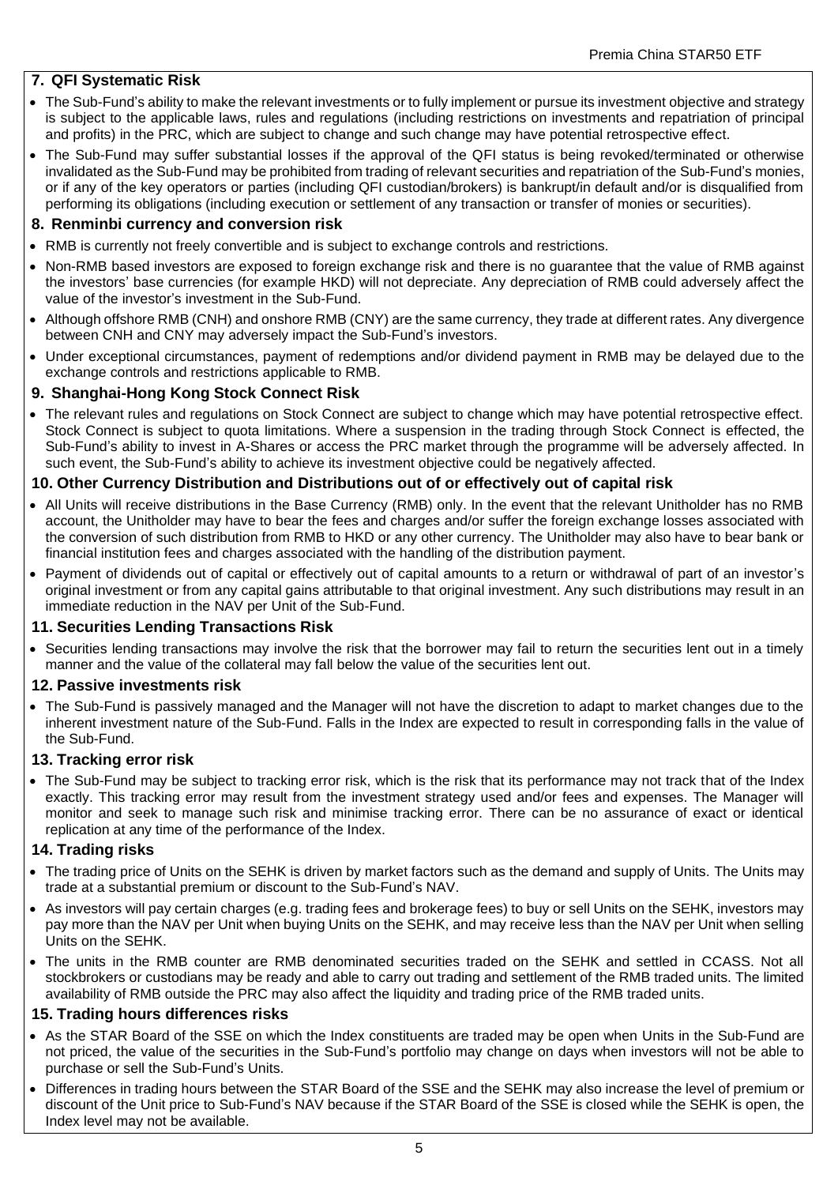### 7. QFI Systematic Risk

- The Sub-Fund's ability to make the relevant investments or to fully implement or pursue its investment objective and strategy is subject to the applicable laws, rules and regulations (including restrictions on investments and repatriation of principal and profits) in the PRC, which are subject to change and such change may have potential retrospective effect.
- The Sub-Fund may suffer substantial losses if the approval of the QFI status is being revoked/terminated or otherwise invalidated as the Sub-Fund may be prohibited from trading of relevant securities and repatriation of the Sub-Fund's monies, or if any of the key operators or parties (including QFI custodian/brokers) is bankrupt/in default and/or is disqualified from performing its obligations (including execution or settlement of any transaction or transfer of monies or securities).

### 8. Renminbi currency and conversion risk

- RMB is currently not freely convertible and is subject to exchange controls and restrictions.
- Non-RMB based investors are exposed to foreign exchange risk and there is no guarantee that the value of RMB against the investors' base currencies (for example HKD) will not depreciate. Any depreciation of RMB could adversely affect the value of the investor's investment in the Sub-Fund.
- Although offshore RMB (CNH) and onshore RMB (CNY) are the same currency, they trade at different rates. Any divergence between CNH and CNY may adversely impact the Sub-Fund's investors.
- Under exceptional circumstances, payment of redemptions and/or dividend payment in RMB may be delayed due to the exchange controls and restrictions applicable to RMB.

### 9. Shanghai-Hong Kong Stock Connect Risk

- The relevant rules and regulations on Stock Connect are subject to change which may have potential retrospective effect. Stock Connect is subject to quota limitations. Where a suspension in the trading through Stock Connect is effected, the Sub-Fund's ability to invest in A-Shares or access the PRC market through the programme will be adversely affected. In such event, the Sub-Fund's ability to achieve its investment objective could be negatively affected.

### 10. Other Currency Distribution and Distributions out of or effectively out of capital risk

- All Units will receive distributions in the Base Currency (RMB) only. In the event that the relevant Unitholder has no RMB account, the Unitholder may have to bear the fees and charges and/or suffer the foreign exchange losses associated with the conversion of such distribution from RMB to HKD or any other currency. The Unitholder may also have to bear bank or financial institution fees and charges associated with the handling of the distribution payment.
- Payment of dividends out of capital or effectively out of capital amounts to a return or withdrawal of part of an investor's original investment or from any capital gains attributable to that original investment. Any such distributions may result in an immediate reduction in the NAV per Unit of the Sub-Fund.

### 11. Securities Lending Transactions Risk

- Securities lending transactions may involve the risk that the borrower may fail to return the securities lent out in a timely manner and the value of the collateral may fall below the value of the securities lent out.

### 12. Passive investments risk

- The Sub-Fund is passively managed and the Manager will not have the discretion to adapt to market changes due to the inherent investment nature of the Sub-Fund. Falls in the Index are expected to result in corresponding falls in the value of the Sub-Fund.

### 13. Tracking error risk

- The Sub-Fund may be subject to tracking error risk, which is the risk that its performance may not track that of the Index exactly. This tracking error may result from the investment strategy used and/or fees and expenses. The Manager will monitor and seek to manage such risk and minimise tracking error. There can be no assurance of exact or identical replication at any time of the performance of the Index.

### 14. Trading risks

- The trading price of Units on the SEHK is driven by market factors such as the demand and supply of Units. The Units may trade at a substantial premium or discount to the Sub-Fund's NAV.
- As investors will pay certain charges (e.g. trading fees and brokerage fees) to buy or sell Units on the SEHK, investors may pay more than the NAV per Unit when buying Units on the SEHK, and may receive less than the NAV per Unit when selling Units on the SEHK.
- The units in the RMB counter are RMB denominated securities traded on the SEHK and settled in CCASS. Not all stockbrokers or custodians may be ready and able to carry out trading and settlement of the RMB traded units. The limited availability of RMB outside the PRC may also affect the liquidity and trading price of the RMB traded units.

### 15. Trading hours differences risks

- As the STAR Board of the SSE on which the Index constituents are traded may be open when Units in the Sub-Fund are not priced, the value of the securities in the Sub-Fund's portfolio may change on days when investors will not be able to purchase or sell the Sub-Fund's Units.
- Differences in trading hours between the STAR Board of the SSE and the SEHK may also increase the level of premium or discount of the Unit price to Sub-Fund's NAV because if the STAR Board of the SSE is closed while the SEHK is open, the Index level may not be available.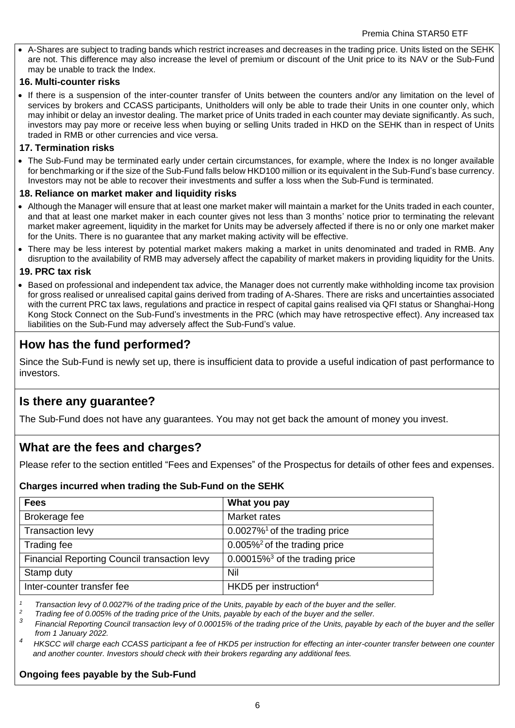- A-Shares are subject to trading bands which restrict increases and decreases in the trading price. Units listed on the SEHK are not. This difference may also increase the level of premium or discount of the Unit price to its NAV or the Sub-Fund may be unable to track the Index.

**16. Multi-counter risks**

- If there is a suspension of the inter-counter transfer of Units between the counters and/or any limitation on the level of services by brokers and CCASS participants, Unitholders will only be able to trade their Units in one counter only, which may inhibit or delay an investor dealing. The market price of Units traded in each counter may deviate significantly. As such, investors may pay more or receive less when buying or selling Units traded in HKD on the SEHK than in respect of Units traded in RMB or other currencies and vice versa.

**17. Termination risks**

- The Sub-Fund may be terminated early under certain circumstances, for example, where the Index is no longer available for benchmarking or if the size of the Sub-Fund falls below HKD100 million or its equivalent in the Sub-Fund's base currency. Investors may not be able to recover their investments and suffer a loss when the Sub-Fund is terminated.

**18. Reliance on market maker and liquidity risks**

- Although the Manager will ensure that at least one market maker will maintain a market for the Units traded in each counter, and that at least one market maker in each counter gives not less than 3 months' notice prior to terminating the relevant market maker agreement, liquidity in the market for Units may be adversely affected if there is no or only one market maker for the Units. There is no guarantee that any market making activity will be effective.
- There may be less interest by potential market makers making a market in units denominated and traded in RMB. Any disruption to the availability of RMB may adversely affect the capability of market makers in providing liquidity for the Units.

**19. PRC tax risk**

- Based on professional and independent tax advice, the Manager does not currently make withholding income tax provision for gross realised or unrealised capital gains derived from trading of A-Shares. There are risks and uncertainties associated with the current PRC tax laws, regulations and practice in respect of capital gains realised via QFI status or Shanghai-Hong Kong Stock Connect on the Sub-Fund's investments in the PRC (which may have retrospective effect). Any increased tax liabilities on the Sub-Fund may adversely affect the Sub-Fund's value.

## How has the fund performed?

Since the Sub-Fund is newly set up, there is insufficient data to provide a useful indication of past performance to investors.

## Is there any guarantee?

The Sub-Fund does not have any guarantees. You may not get back the amount of money you invest.

## What are the fees and charges?

Please refer to the section entitled "Fees and Expenses" of the Prospectus for details of other fees and expenses.

### Charges incurred when trading the Sub-Fund on the SEHK

| Fees | What you pay |
|---|---|
| Brokerage fee | Market rates |
| Transaction levy | 0.0027%[1] of the trading price |
| Trading fee | 0.005%[2] of the trading price |
| Financial Reporting Council transaction levy | 0.00015%[3] of the trading price |
| Stamp duty | Nil |
| Inter-counter transfer fee | HKD5 per instruction[4] |

*[1] Transaction levy of 0.0027% of the trading price of the Units, payable by each of the buyer and the seller.*

*[2] Trading fee of 0.005% of the trading price of the Units, payable by each of the buyer and the seller.*

*[3] Financial Reporting Council transaction levy of 0.00015% of the trading price of the Units, payable by each of the buyer and the seller from 1 January 2022.*

*[4] HKSCC will charge each CCASS participant a fee of HKD5 per instruction for effecting an inter-counter transfer between one counter and another counter. Investors should check with their brokers regarding any additional fees.*

### Ongoing fees payable by the Sub-Fund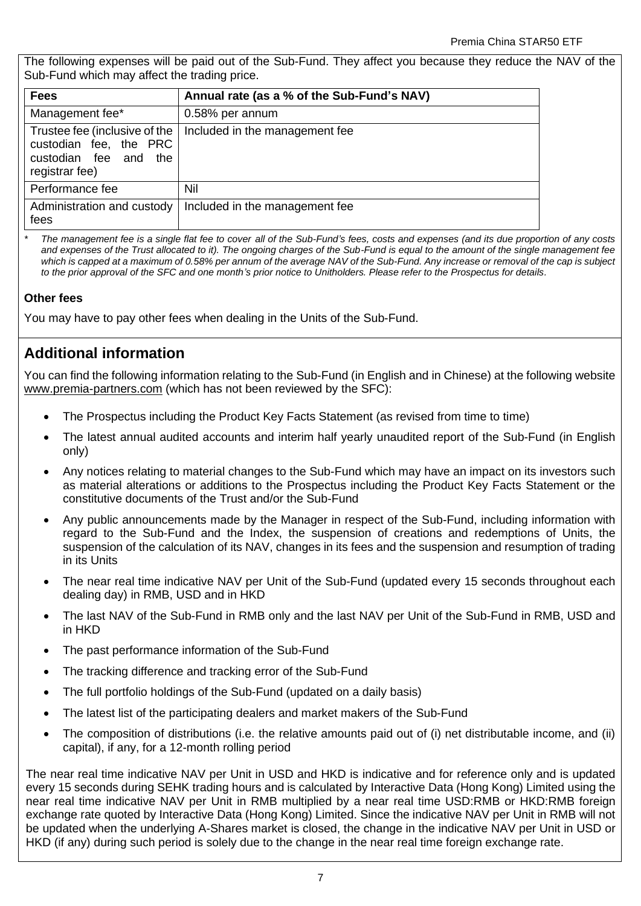The following expenses will be paid out of the Sub-Fund. They affect you because they reduce the NAV of the Sub-Fund which may affect the trading price.

| Fees | Annual rate (as a % of the Sub-Fund's NAV) |
|---|---|
| Management fee* | 0.58% per annum |
| Trustee fee (inclusive of the custodian fee, the PRC custodian fee and the registrar fee) | Included in the management fee |
| Performance fee | Nil |
| Administration and custody fees | Included in the management fee |

\* *The management fee is a single flat fee to cover all of the Sub-Fund's fees, costs and expenses (and its due proportion of any costs and expenses of the Trust allocated to it). The ongoing charges of the Sub-Fund is equal to the amount of the single management fee which is capped at a maximum of 0.58% per annum of the average NAV of the Sub-Fund. Any increase or removal of the cap is subject to the prior approval of the SFC and one month's prior notice to Unitholders. Please refer to the Prospectus for details.*

**Other fees**

You may have to pay other fees when dealing in the Units of the Sub-Fund.

## Additional information

You can find the following information relating to the Sub-Fund (in English and in Chinese) at the following website www.premia-partners.com (which has not been reviewed by the SFC):

- The Prospectus including the Product Key Facts Statement (as revised from time to time)
- The latest annual audited accounts and interim half yearly unaudited report of the Sub-Fund (in English only)
- Any notices relating to material changes to the Sub-Fund which may have an impact on its investors such as material alterations or additions to the Prospectus including the Product Key Facts Statement or the constitutive documents of the Trust and/or the Sub-Fund
- Any public announcements made by the Manager in respect of the Sub-Fund, including information with regard to the Sub-Fund and the Index, the suspension of creations and redemptions of Units, the suspension of the calculation of its NAV, changes in its fees and the suspension and resumption of trading in its Units
- The near real time indicative NAV per Unit of the Sub-Fund (updated every 15 seconds throughout each dealing day) in RMB, USD and in HKD
- The last NAV of the Sub-Fund in RMB only and the last NAV per Unit of the Sub-Fund in RMB, USD and in HKD
- The past performance information of the Sub-Fund
- The tracking difference and tracking error of the Sub-Fund
- The full portfolio holdings of the Sub-Fund (updated on a daily basis)
- The latest list of the participating dealers and market makers of the Sub-Fund
- The composition of distributions (i.e. the relative amounts paid out of (i) net distributable income, and (ii) capital), if any, for a 12-month rolling period

The near real time indicative NAV per Unit in USD and HKD is indicative and for reference only and is updated every 15 seconds during SEHK trading hours and is calculated by Interactive Data (Hong Kong) Limited using the near real time indicative NAV per Unit in RMB multiplied by a near real time USD:RMB or HKD:RMB foreign exchange rate quoted by Interactive Data (Hong Kong) Limited. Since the indicative NAV per Unit in RMB will not be updated when the underlying A-Shares market is closed, the change in the indicative NAV per Unit in USD or HKD (if any) during such period is solely due to the change in the near real time foreign exchange rate.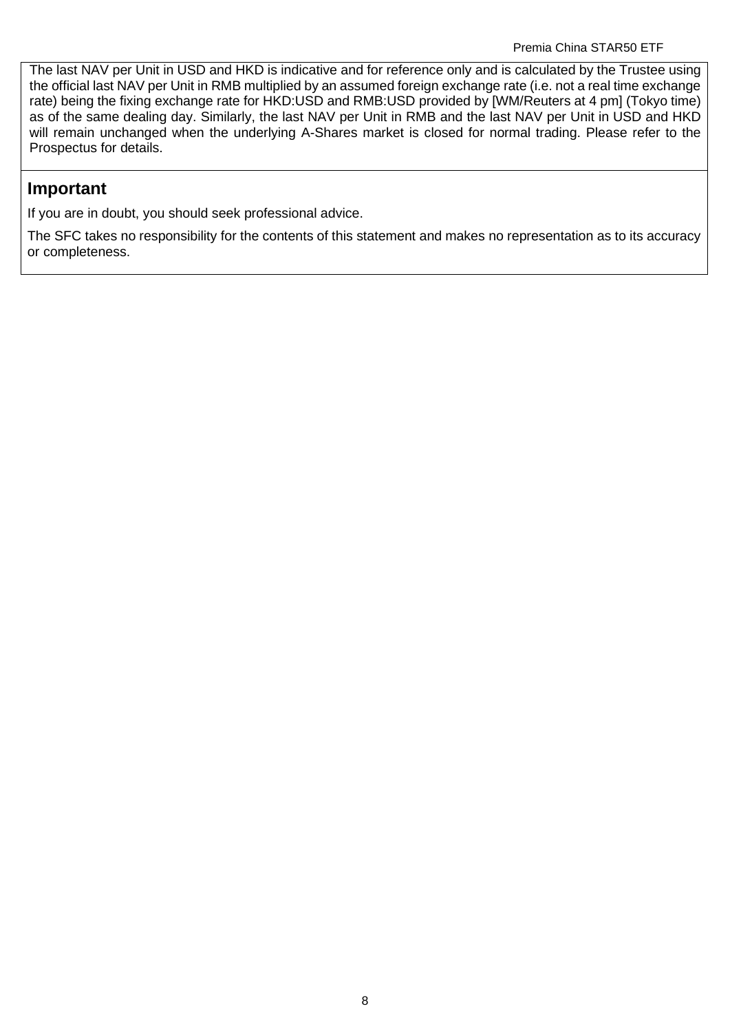The last NAV per Unit in USD and HKD is indicative and for reference only and is calculated by the Trustee using the official last NAV per Unit in RMB multiplied by an assumed foreign exchange rate (i.e. not a real time exchange rate) being the fixing exchange rate for HKD:USD and RMB:USD provided by [WM/Reuters at 4 pm] (Tokyo time) as of the same dealing day. Similarly, the last NAV per Unit in RMB and the last NAV per Unit in USD and HKD will remain unchanged when the underlying A-Shares market is closed for normal trading. Please refer to the Prospectus for details.

## Important

If you are in doubt, you should seek professional advice.

The SFC takes no responsibility for the contents of this statement and makes no representation as to its accuracy or completeness.